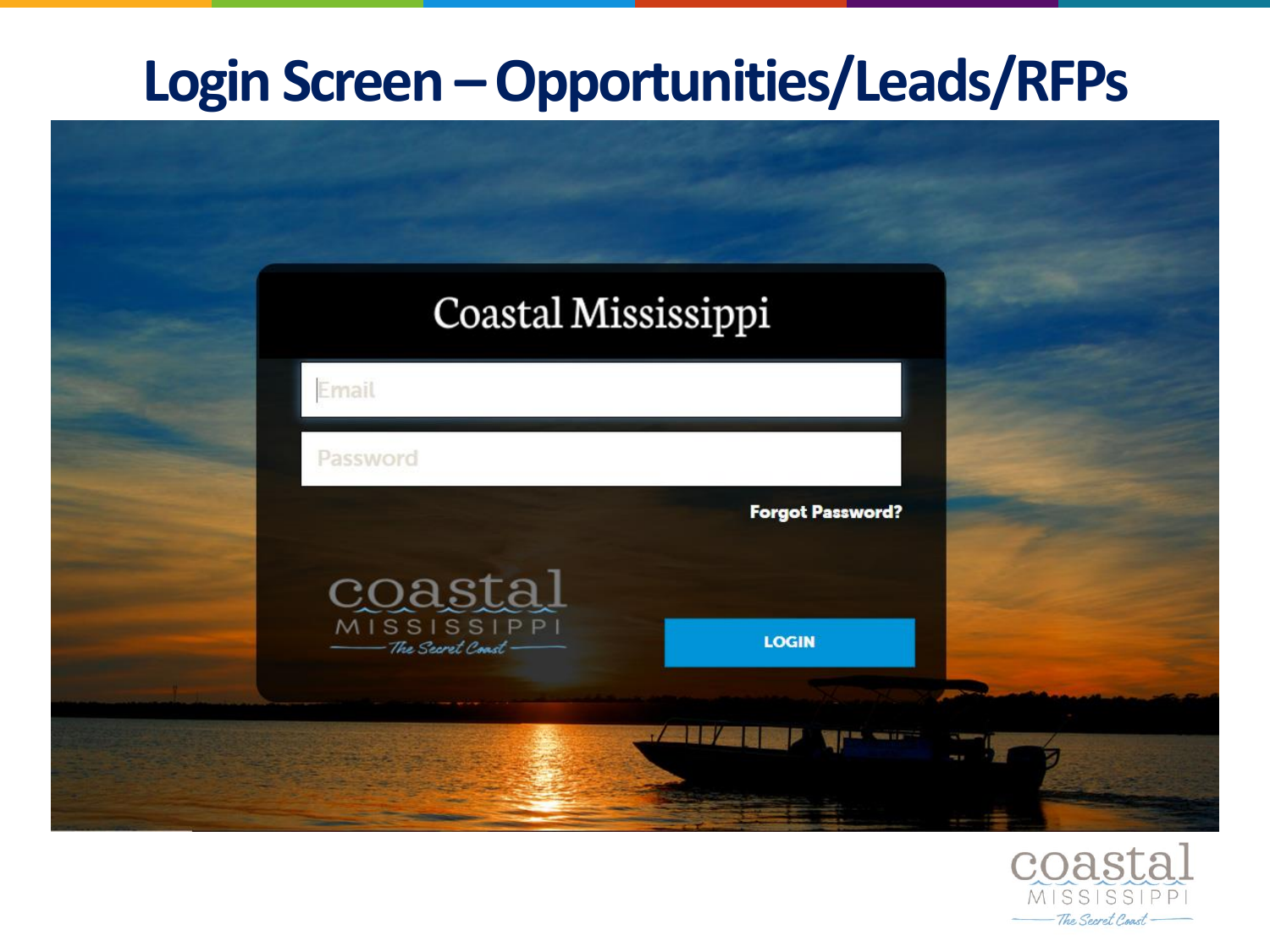# Login Screen – Opportunities/Leads/RFPs

Coastal Mississippi

Email

Password

Forgot Password?

coastal MISSISSIPPI The Secret Coast

LOGIN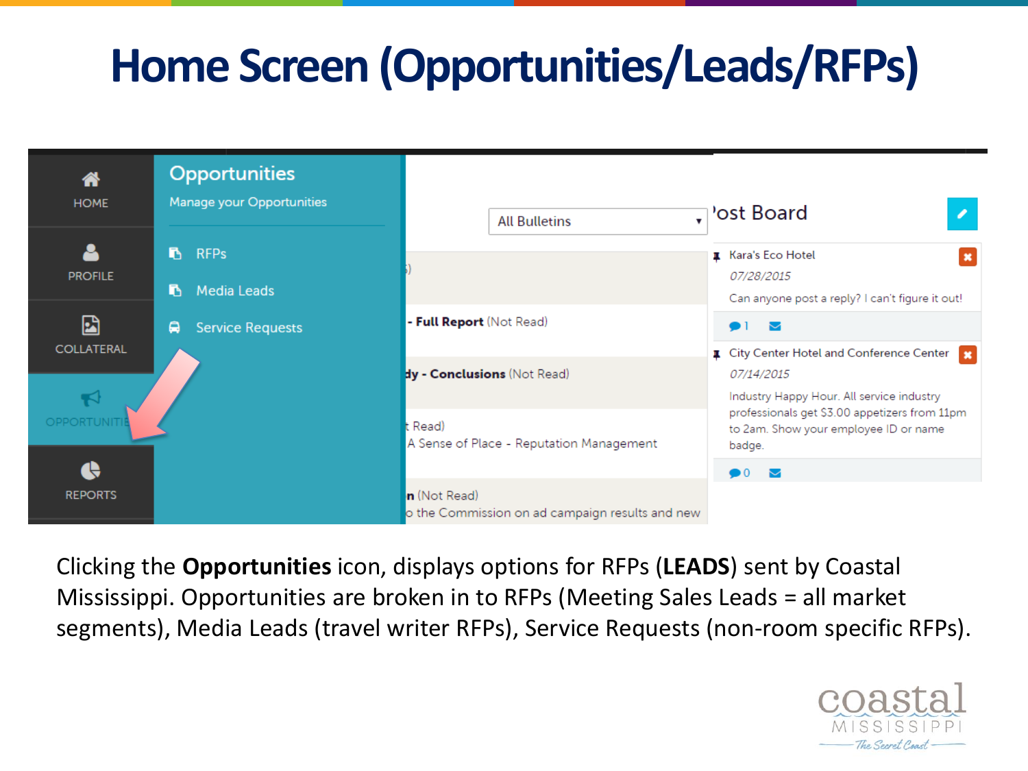# Home Screen (Opportunities/Leads/RFPs)

Clicking the **Opportunities** icon, displays options for RFPs (**LEADS**) sent by Coastal Mississippi. Opportunities are broken in to RFPs (Meeting Sales Leads = all market segments), Media Leads (travel writer RFPs), Service Requests (non-room specific RFPs).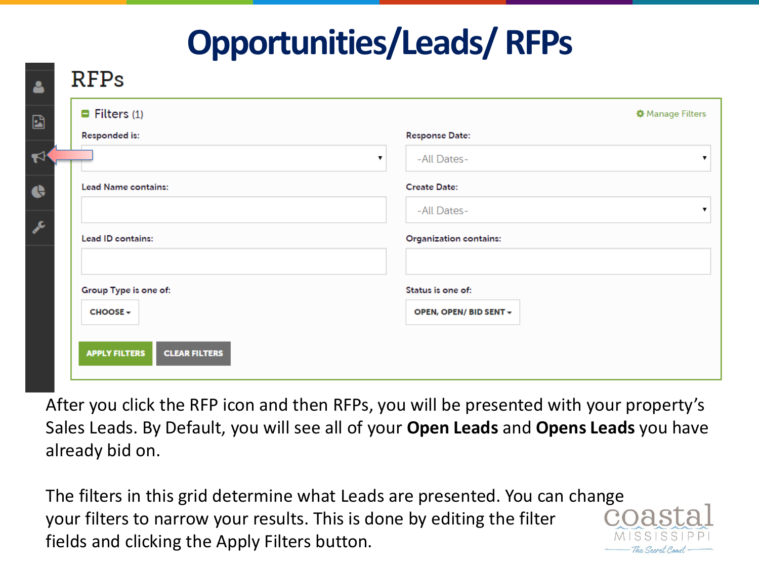# Opportunities/Leads/ RFPs

## RFPs

Filters (1) — Manage Filters

| | |
|---|---|
| Responded is: | Response Date: -All Dates- |
| Lead Name contains: | Create Date: -All Dates- |
| Lead ID contains: | Organization contains: |
| Group Type is one of: CHOOSE | Status is one of: OPEN, OPEN/ BID SENT |

APPLY FILTERS  CLEAR FILTERS

After you click the RFP icon and then RFPs, you will be presented with your property's Sales Leads. By Default, you will see all of your **Open Leads** and **Opens Leads** you have already bid on.

The filters in this grid determine what Leads are presented. You can change your filters to narrow your results. This is done by editing the filter fields and clicking the Apply Filters button.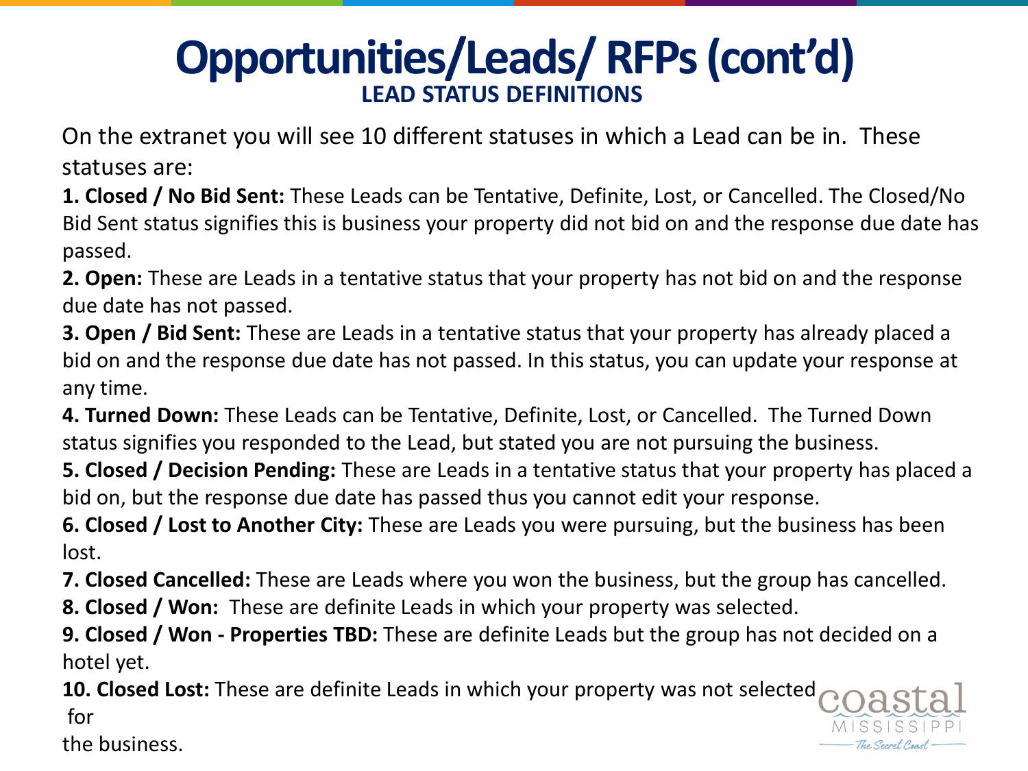# Opportunities/Leads/ RFPs (cont'd)

## LEAD STATUS DEFINITIONS

On the extranet you will see 10 different statuses in which a Lead can be in. These statuses are:

**1. Closed / No Bid Sent:** These Leads can be Tentative, Definite, Lost, or Cancelled. The Closed/No Bid Sent status signifies this is business your property did not bid on and the response due date has passed.

**2. Open:** These are Leads in a tentative status that your property has not bid on and the response due date has not passed.

**3. Open / Bid Sent:** These are Leads in a tentative status that your property has already placed a bid on and the response due date has not passed. In this status, you can update your response at any time.

**4. Turned Down:** These Leads can be Tentative, Definite, Lost, or Cancelled. The Turned Down status signifies you responded to the Lead, but stated you are not pursuing the business.

**5. Closed / Decision Pending:** These are Leads in a tentative status that your property has placed a bid on, but the response due date has passed thus you cannot edit your response.

**6. Closed / Lost to Another City:** These are Leads you were pursuing, but the business has been lost.

**7. Closed Cancelled:** These are Leads where you won the business, but the group has cancelled.

**8. Closed / Won:** These are definite Leads in which your property was selected.

**9. Closed / Won - Properties TBD:** These are definite Leads but the group has not decided on a hotel yet.

**10. Closed Lost:** These are definite Leads in which your property was not selected for the business.

coastal MISSISSIPPI The Secret Coast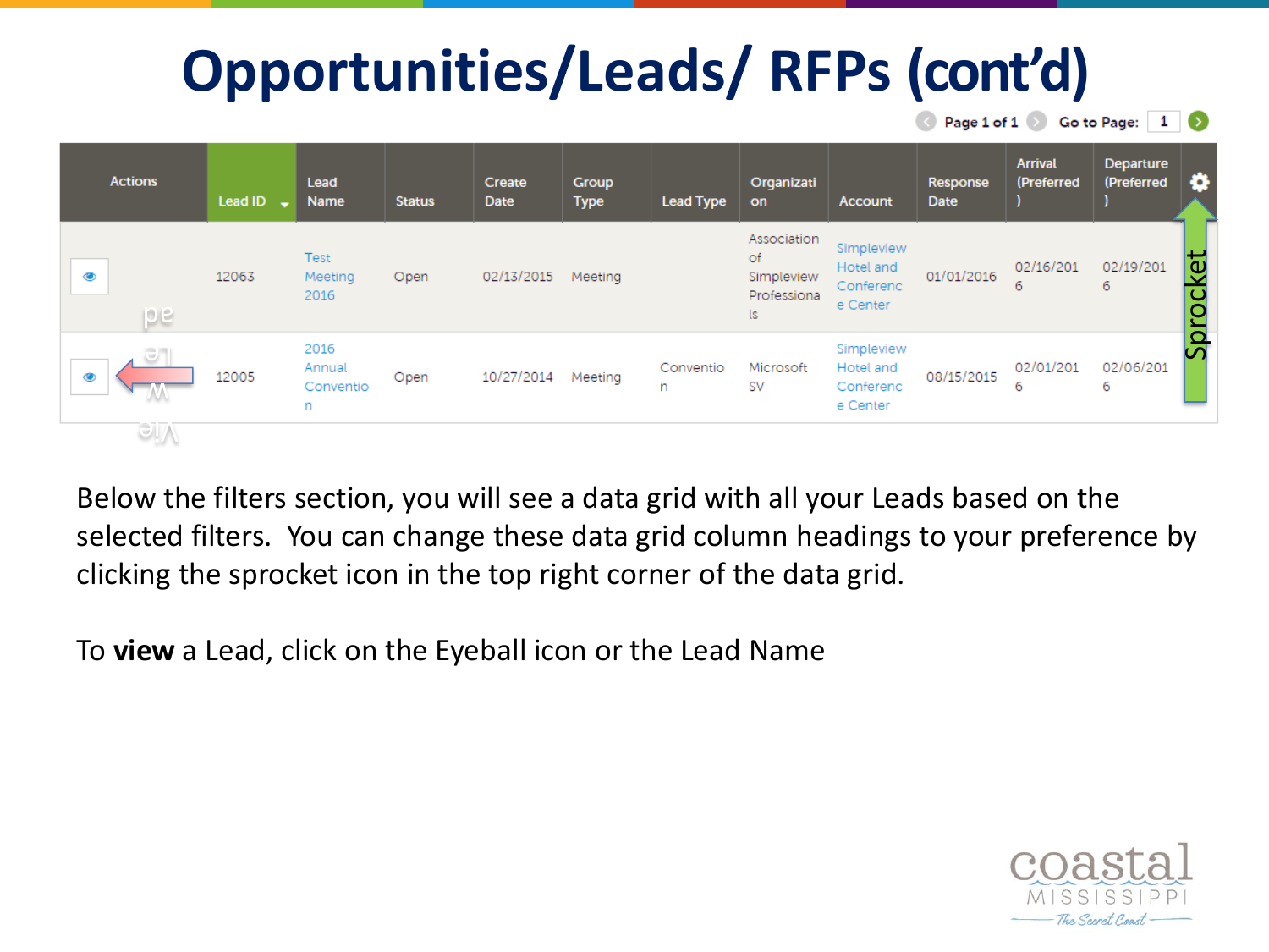# Opportunities/Leads/ RFPs (cont'd)

Page 1 of 1 Go to Page: 1

| Actions | Lead ID | Lead Name | Status | Create Date | Group Type | Lead Type | Organization | Account | Response Date | Arrival (Preferred) | Departure (Preferred) |
|---|---|---|---|---|---|---|---|---|---|---|---|
| | 12063 | Test Meeting 2016 | Open | 02/13/2015 | Meeting | | Association of Simpleview Professionals | Simpleview Hotel and Conference Center | 01/01/2016 | 02/16/2016 | 02/19/2016 |
| | 12005 | 2016 Annual Convention | Open | 10/27/2014 | Meeting | Convention | Microsoft SV | Simpleview Hotel and Conference Center | 08/15/2015 | 02/01/2016 | 02/06/2016 |

View Lead

Sprocket

Below the filters section, you will see a data grid with all your Leads based on the selected filters. You can change these data grid column headings to your preference by clicking the sprocket icon in the top right corner of the data grid.

To **view** a Lead, click on the Eyeball icon or the Lead Name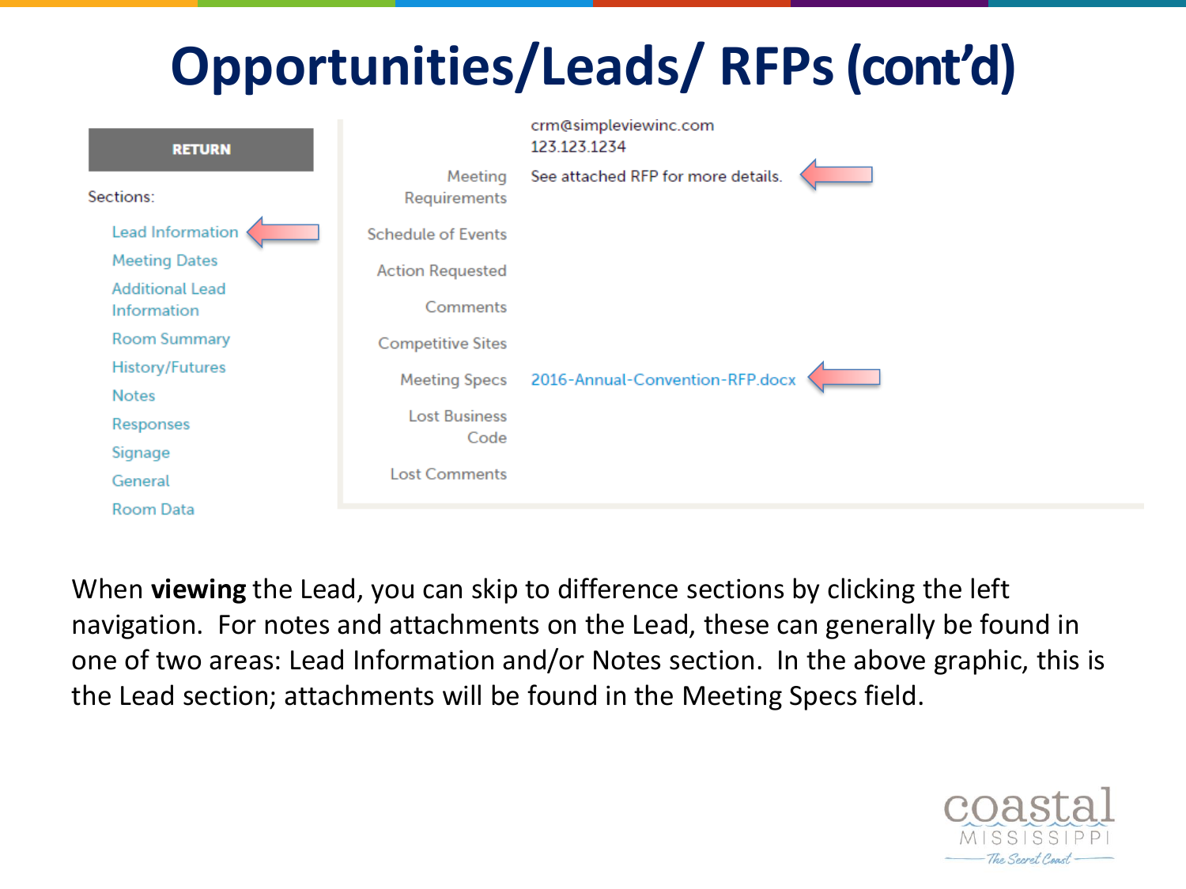# Opportunities/Leads/ RFPs (cont'd)

RETURN

Sections:

- Lead Information
- Meeting Dates
- Additional Lead Information
- Room Summary
- History/Futures
- Notes
- Responses
- Signage
- General
- Room Data

| | |
|---|---|
| | crm@simpleviewinc.com<br>123.123.1234 |
| Meeting Requirements | See attached RFP for more details. |
| Schedule of Events | |
| Action Requested | |
| Comments | |
| Competitive Sites | |
| Meeting Specs | 2016-Annual-Convention-RFP.docx |
| Lost Business Code | |
| Lost Comments | |

When **viewing** the Lead, you can skip to difference sections by clicking the left navigation. For notes and attachments on the Lead, these can generally be found in one of two areas: Lead Information and/or Notes section. In the above graphic, this is the Lead section; attachments will be found in the Meeting Specs field.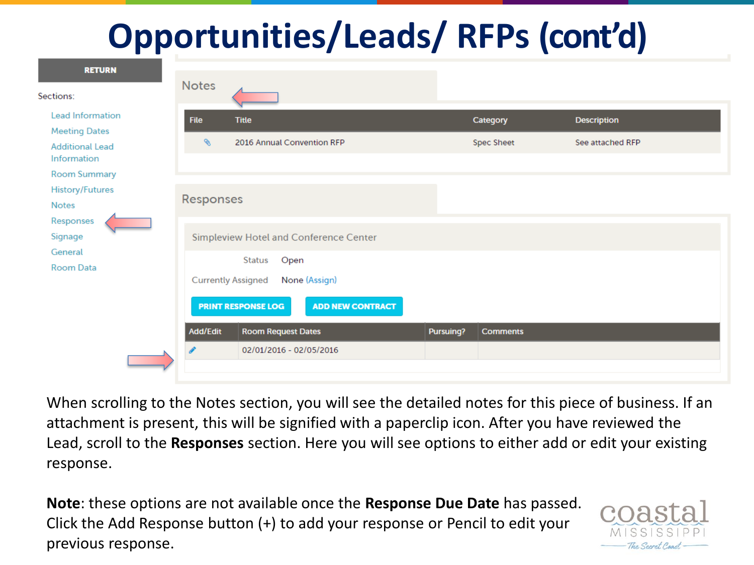# Opportunities/Leads/ RFPs (cont'd)

RETURN

Sections:

- Lead Information
- Meeting Dates
- Additional Lead Information
- Room Summary
- History/Futures
- Notes
- Responses
- Signage
- General
- Room Data

## Notes

| File | Title | Category | Description |
| --- | --- | --- | --- |
| 📎 | 2016 Annual Convention RFP | Spec Sheet | See attached RFP |

## Responses

Simpleview Hotel and Conference Center

Status: Open

Currently Assigned: None (Assign)

PRINT RESPONSE LOG | ADD NEW CONTRACT

| Add/Edit | Room Request Dates | Pursuing? | Comments |
| --- | --- | --- | --- |
| ✎ | 02/01/2016 - 02/05/2016 | | |

When scrolling to the Notes section, you will see the detailed notes for this piece of business. If an attachment is present, this will be signified with a paperclip icon. After you have reviewed the Lead, scroll to the **Responses** section. Here you will see options to either add or edit your existing response.

**Note**: these options are not available once the **Response Due Date** has passed. Click the Add Response button (+) to add your response or Pencil to edit your previous response.

coastal MISSISSIPPI The Secret Coast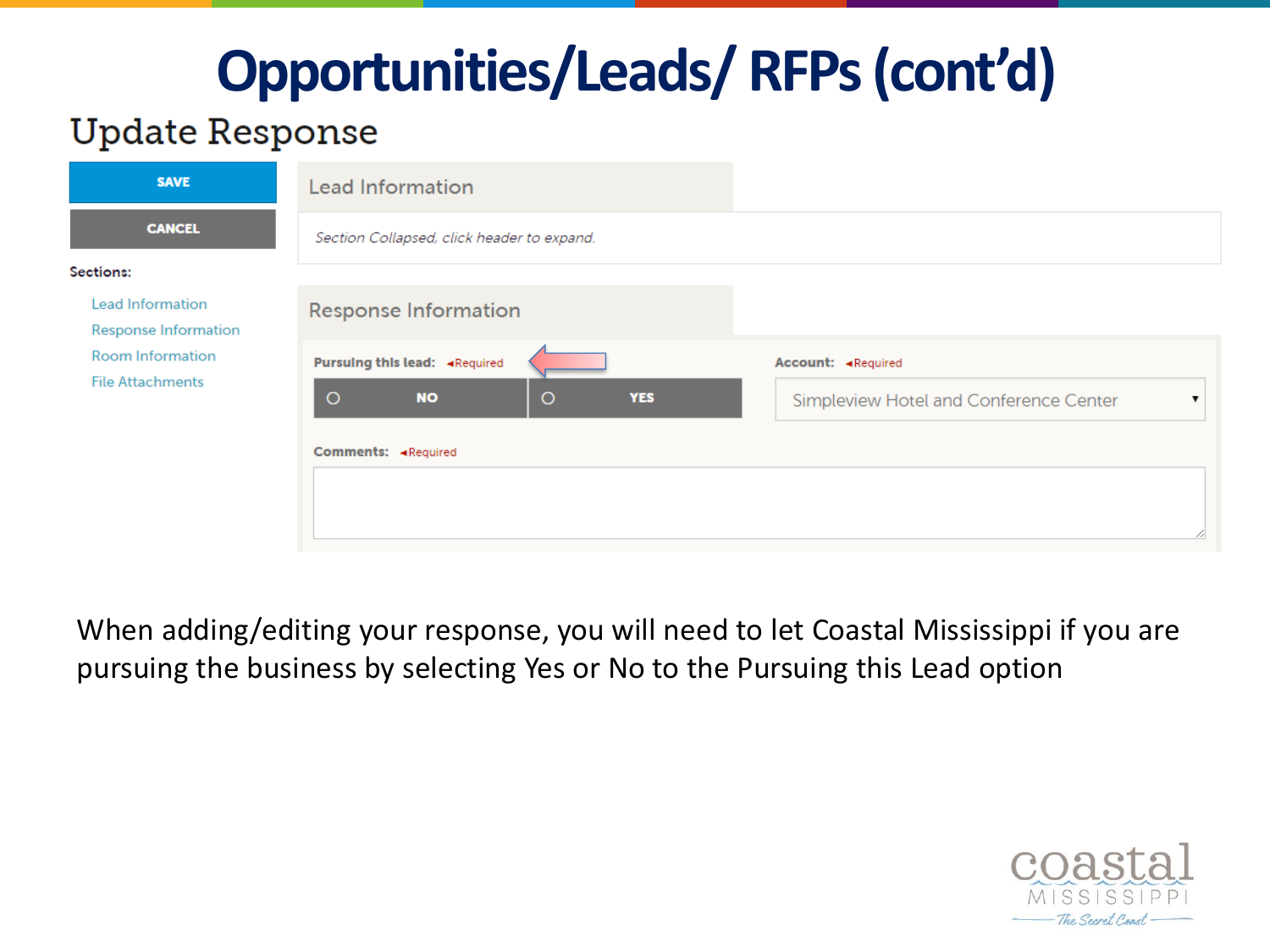# Opportunities/Leads/ RFPs (cont'd)

## Update Response

SAVE

CANCEL

**Sections:**

- Lead Information
- Response Information
- Room Information
- File Attachments

### Lead Information

*Section Collapsed, click header to expand.*

### Response Information

**Pursuing this lead:** ◂Required

NO | YES

**Account:** ◂Required

Simpleview Hotel and Conference Center

**Comments:** ◂Required

When adding/editing your response, you will need to let Coastal Mississippi if you are pursuing the business by selecting Yes or No to the Pursuing this Lead option

coastal MISSISSIPPI The Secret Coast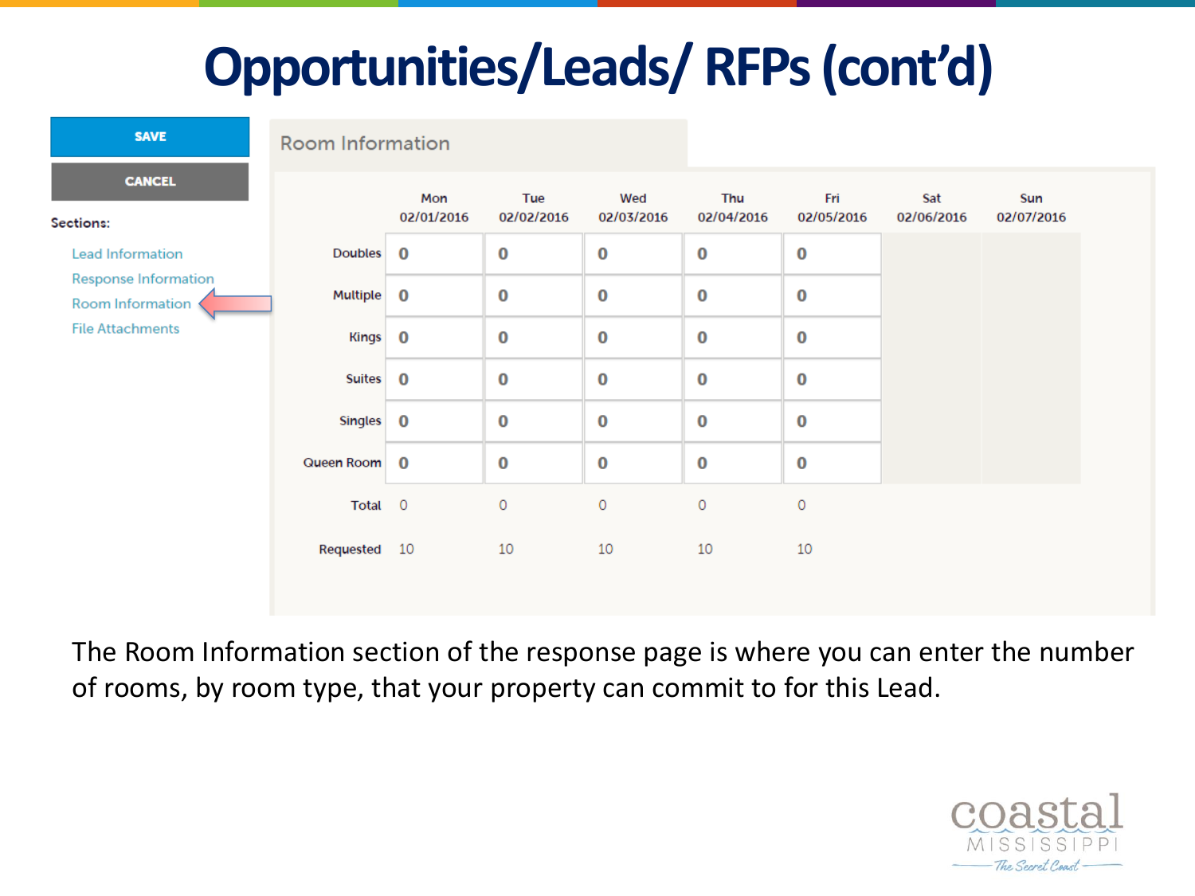# Opportunities/Leads/ RFPs (cont'd)

**SAVE**

**CANCEL**

Sections:

- Lead Information
- Response Information
- Room Information
- File Attachments

## Room Information

| | Mon 02/01/2016 | Tue 02/02/2016 | Wed 02/03/2016 | Thu 02/04/2016 | Fri 02/05/2016 | Sat 02/06/2016 | Sun 02/07/2016 |
|---|---|---|---|---|---|---|---|
| Doubles | 0 | 0 | 0 | 0 | 0 | | |
| Multiple | 0 | 0 | 0 | 0 | 0 | | |
| Kings | 0 | 0 | 0 | 0 | 0 | | |
| Suites | 0 | 0 | 0 | 0 | 0 | | |
| Singles | 0 | 0 | 0 | 0 | 0 | | |
| Queen Room | 0 | 0 | 0 | 0 | 0 | | |
| Total | 0 | 0 | 0 | 0 | 0 | | |
| Requested | 10 | 10 | 10 | 10 | 10 | | |

The Room Information section of the response page is where you can enter the number of rooms, by room type, that your property can commit to for this Lead.

coastal MISSISSIPPI *The Secret Coast*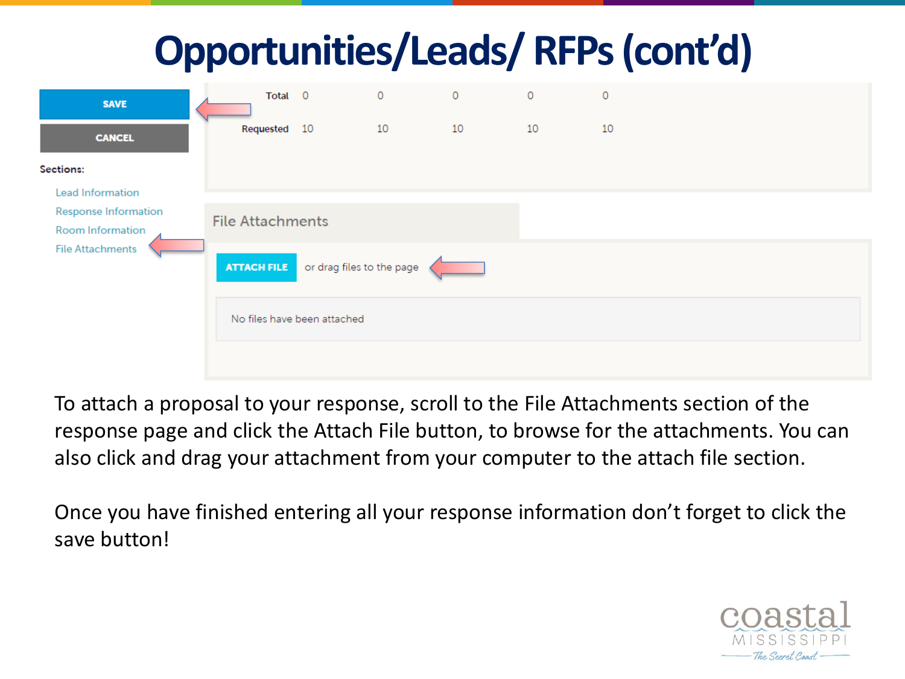# Opportunities/Leads/ RFPs (cont'd)

SAVE

CANCEL

Sections:

- Lead Information
- Response Information
- Room Information
- File Attachments

| | | | | | |
|---|---|---|---|---|---|
| Total | 0 | 0 | 0 | 0 | 0 |
| Requested | 10 | 10 | 10 | 10 | 10 |

File Attachments

ATTACH FILE or drag files to the page

No files have been attached

To attach a proposal to your response, scroll to the File Attachments section of the response page and click the Attach File button, to browse for the attachments. You can also click and drag your attachment from your computer to the attach file section.

Once you have finished entering all your response information don't forget to click the save button!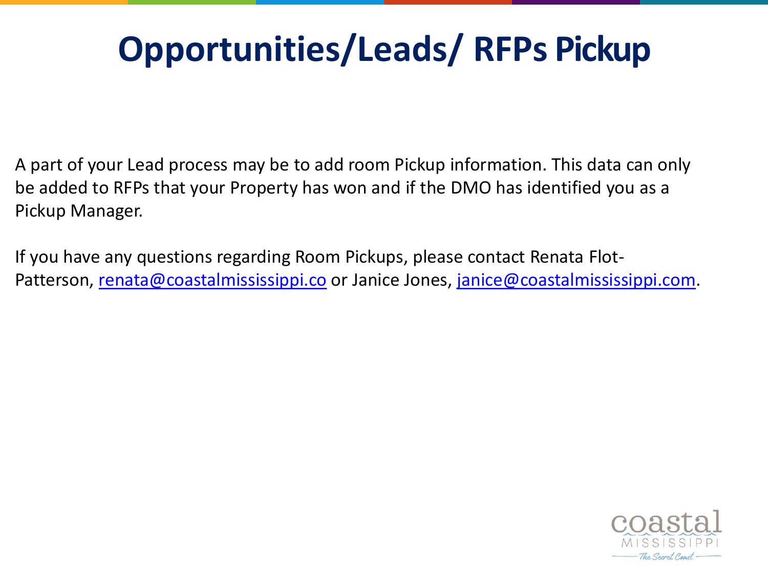# Opportunities/Leads/ RFPs Pickup

A part of your Lead process may be to add room Pickup information. This data can only be added to RFPs that your Property has won and if the DMO has identified you as a Pickup Manager.

If you have any questions regarding Room Pickups, please contact Renata Flot-Patterson, renata@coastalmississippi.co or Janice Jones, janice@coastalmississippi.com.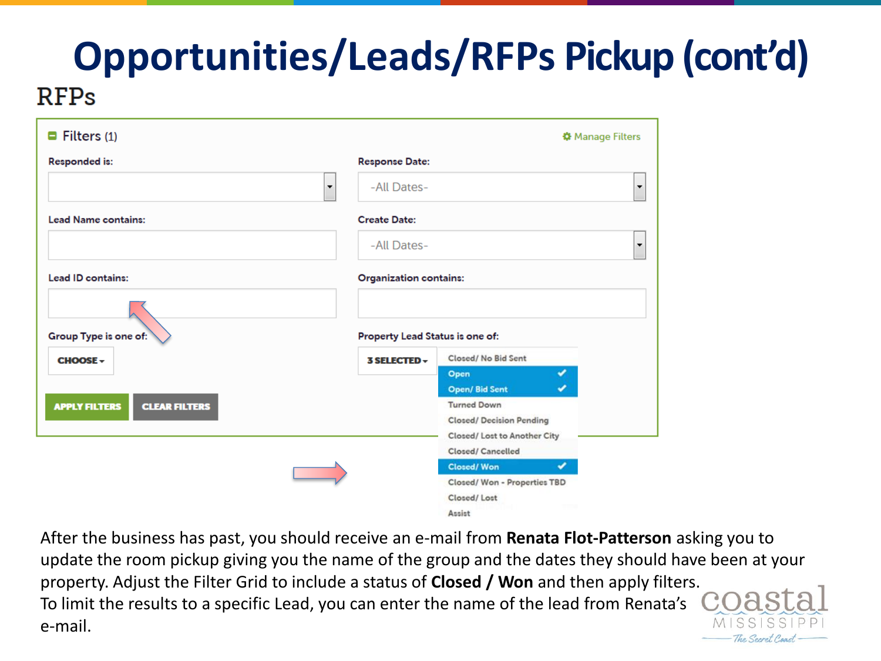# Opportunities/Leads/RFPs Pickup (cont'd)

## RFPs

**Filters** (1) — Manage Filters

Responded is:

Response Date: -All Dates-

Lead Name contains:

Create Date: -All Dates-

Lead ID contains:

Organization contains:

Group Type is one of: CHOOSE

Property Lead Status is one of: 3 SELECTED

- Closed/ No Bid Sent
- Open ✔
- Open/ Bid Sent ✔
- Turned Down
- Closed/ Decision Pending
- Closed/ Lost to Another City
- Closed/ Cancelled
- Closed/ Won ✔
- Closed/ Won - Properties TBD
- Closed/ Lost
- Assist

APPLY FILTERS | CLEAR FILTERS

After the business has past, you should receive an e-mail from **Renata Flot-Patterson** asking you to update the room pickup giving you the name of the group and the dates they should have been at your property. Adjust the Filter Grid to include a status of **Closed / Won** and then apply filters. To limit the results to a specific Lead, you can enter the name of the lead from Renata's e-mail.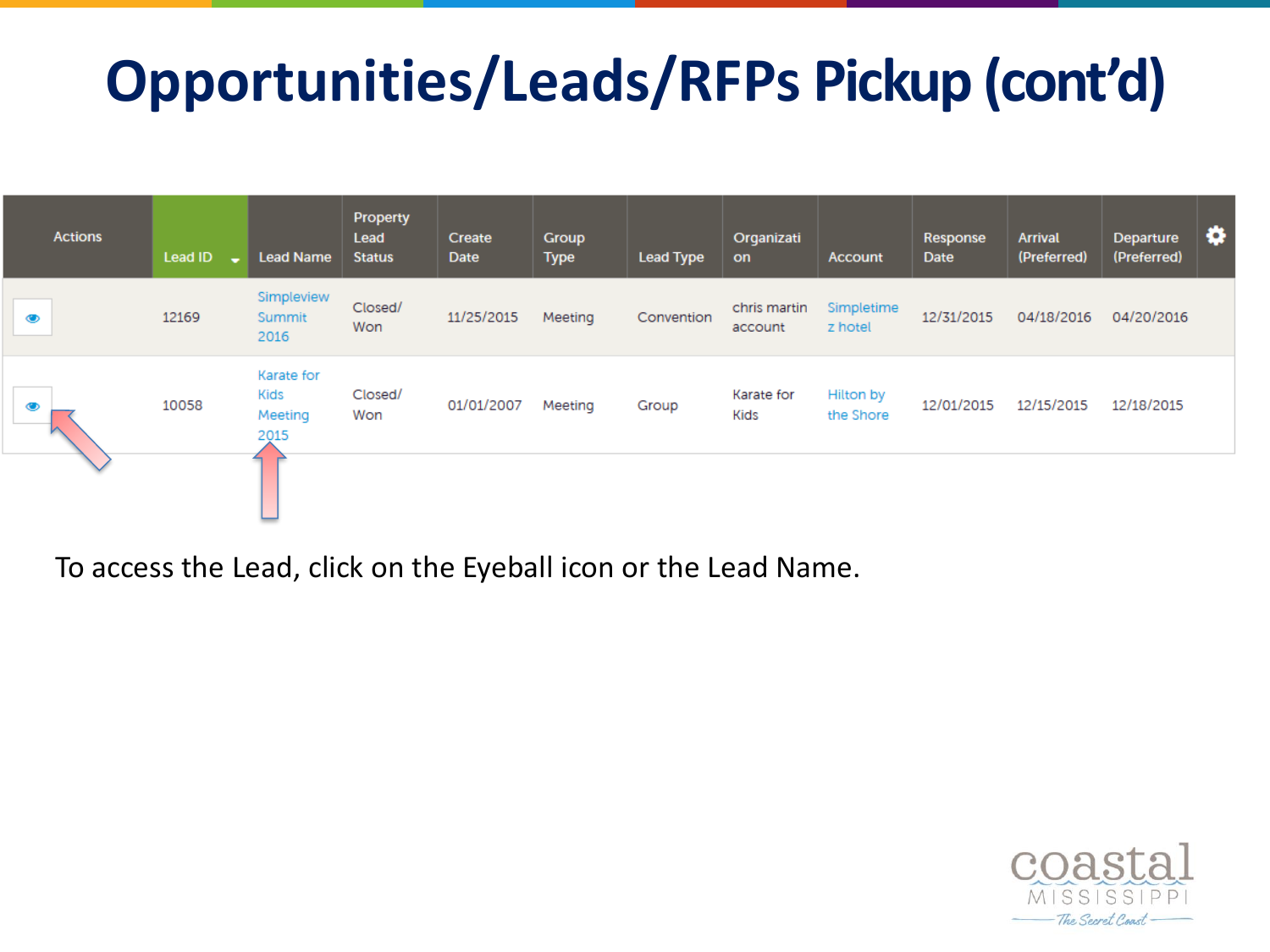# Opportunities/Leads/RFPs Pickup (cont'd)

| Actions | Lead ID | Lead Name | Property Lead Status | Create Date | Group Type | Lead Type | Organization | Account | Response Date | Arrival (Preferred) | Departure (Preferred) |
|---|---|---|---|---|---|---|---|---|---|---|---|
| | 12169 | Simpleview Summit 2016 | Closed/ Won | 11/25/2015 | Meeting | Convention | chris martin account | Simpletimez hotel | 12/31/2015 | 04/18/2016 | 04/20/2016 |
| | 10058 | Karate for Kids Meeting 2015 | Closed/ Won | 01/01/2007 | Meeting | Group | Karate for Kids | Hilton by the Shore | 12/01/2015 | 12/15/2015 | 12/18/2015 |

To access the Lead, click on the Eyeball icon or the Lead Name.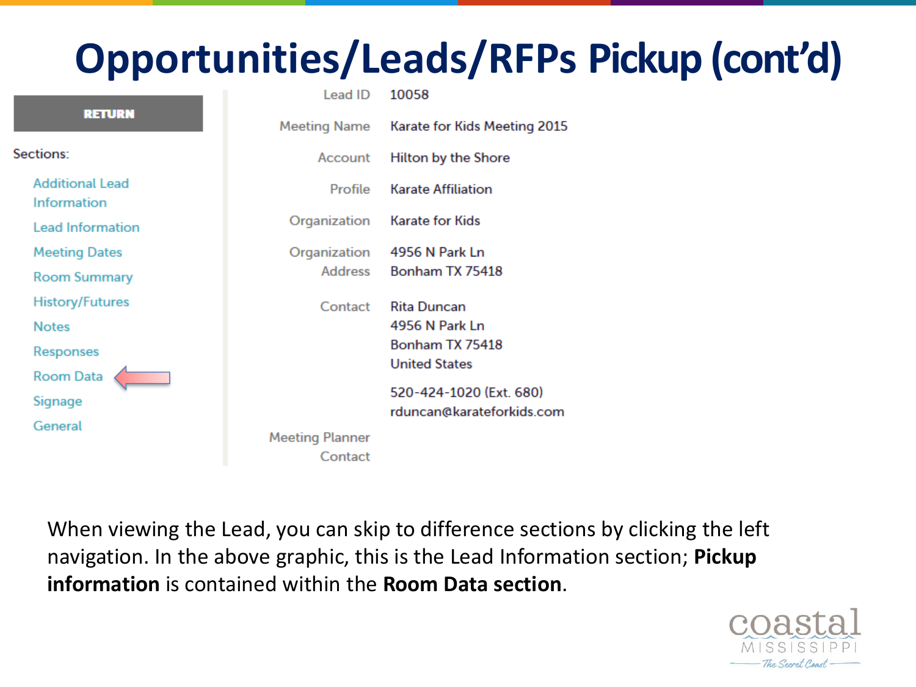# Opportunities/Leads/RFPs Pickup (cont'd)

**RETURN**

Sections:

- Additional Lead Information
- Lead Information
- Meeting Dates
- Room Summary
- History/Futures
- Notes
- Responses
- Room Data
- Signage
- General

| | |
|---|---|
| Lead ID | 10058 |
| Meeting Name | Karate for Kids Meeting 2015 |
| Account | Hilton by the Shore |
| Profile | Karate Affiliation |
| Organization | Karate for Kids |
| Organization Address | 4956 N Park Ln<br>Bonham TX 75418 |
| Contact | Rita Duncan<br>4956 N Park Ln<br>Bonham TX 75418<br>United States<br><br>520-424-1020 (Ext. 680)<br>rduncan@karateforkids.com |
| Meeting Planner Contact | |

When viewing the Lead, you can skip to difference sections by clicking the left navigation. In the above graphic, this is the Lead Information section; **Pickup information** is contained within the **Room Data section**.

coastal MISSISSIPPI The Secret Coast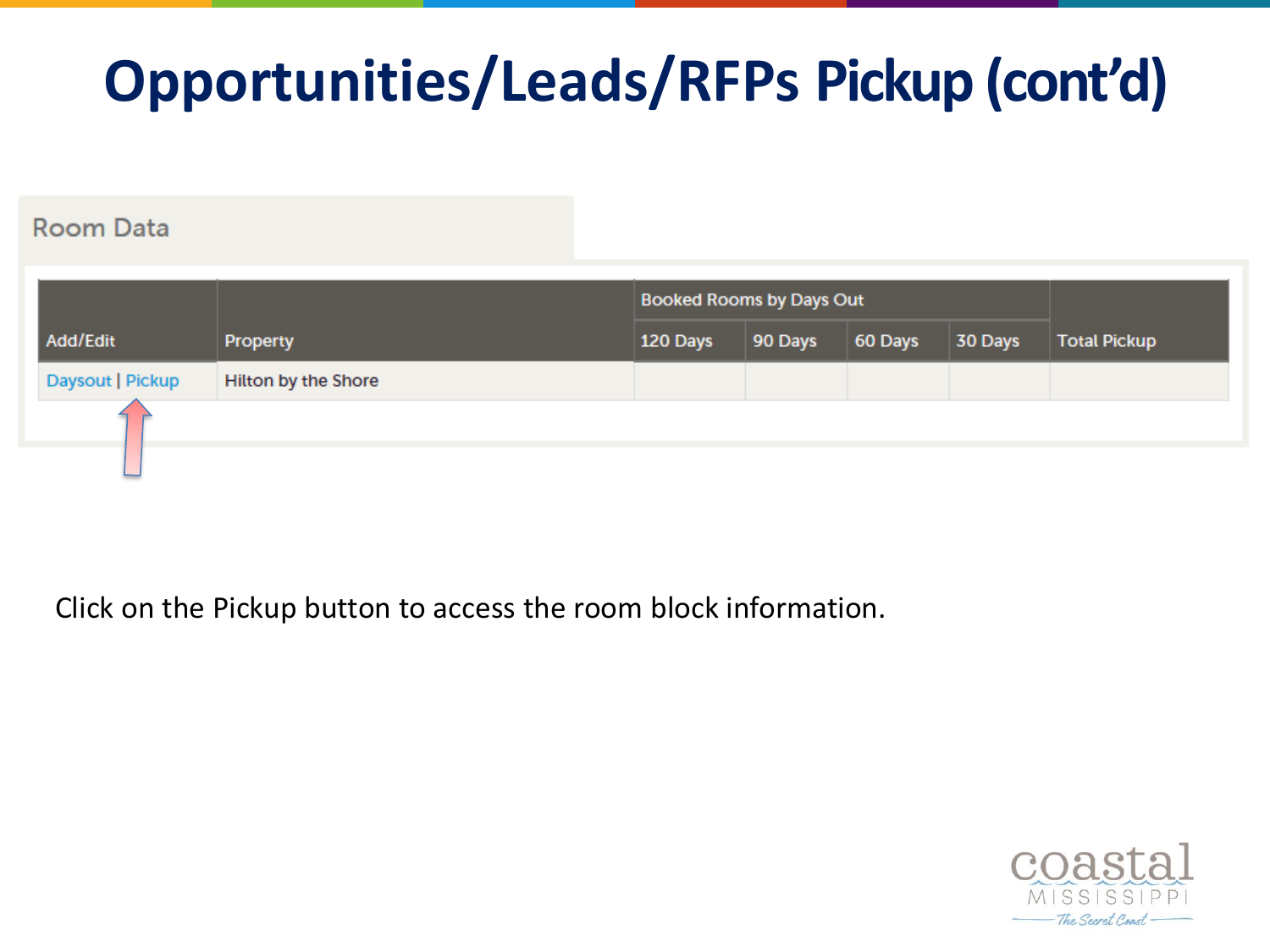# Opportunities/Leads/RFPs Pickup (cont'd)

Room Data

| Add/Edit | Property | Booked Rooms by Days Out | | | | Total Pickup |
|---|---|---|---|---|---|---|
| | | 120 Days | 90 Days | 60 Days | 30 Days | |
| Daysout \| Pickup | Hilton by the Shore | | | | | |

Click on the Pickup button to access the room block information.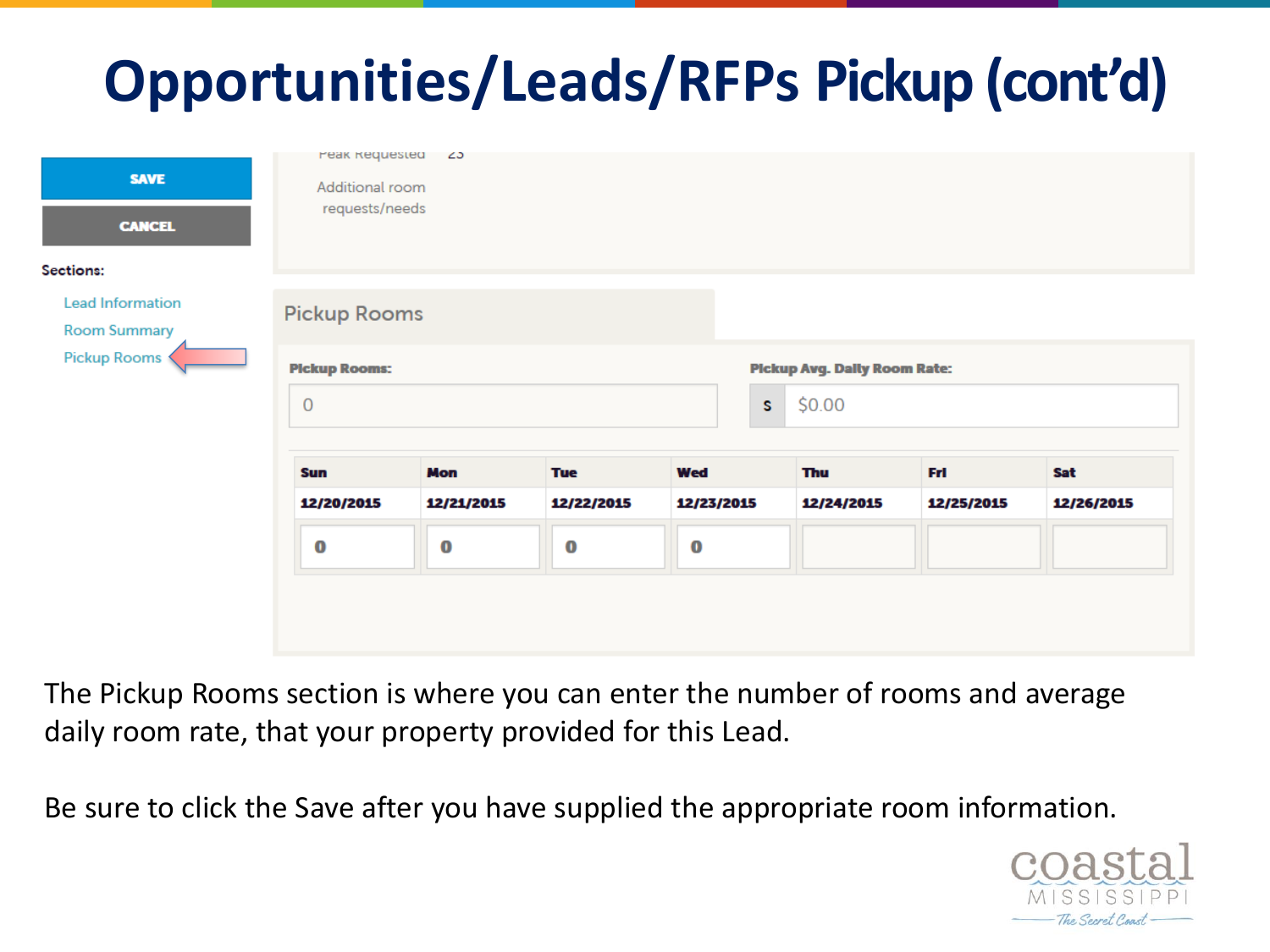# Opportunities/Leads/RFPs Pickup (cont'd)

SAVE

CANCEL

Sections:

- Lead Information
- Room Summary
- Pickup Rooms

Peak Requested 25

Additional room requests/needs

## Pickup Rooms

**Pickup Rooms:** 0

**Pickup Avg. Daily Room Rate:** $ $0.00

| Sun | Mon | Tue | Wed | Thu | Fri | Sat |
|---|---|---|---|---|---|---|
| 12/20/2015 | 12/21/2015 | 12/22/2015 | 12/23/2015 | 12/24/2015 | 12/25/2015 | 12/26/2015 |
| 0 | 0 | 0 | 0 | | | |

The Pickup Rooms section is where you can enter the number of rooms and average daily room rate, that your property provided for this Lead.

Be sure to click the Save after you have supplied the appropriate room information.

coastal MISSISSIPPI The Secret Coast